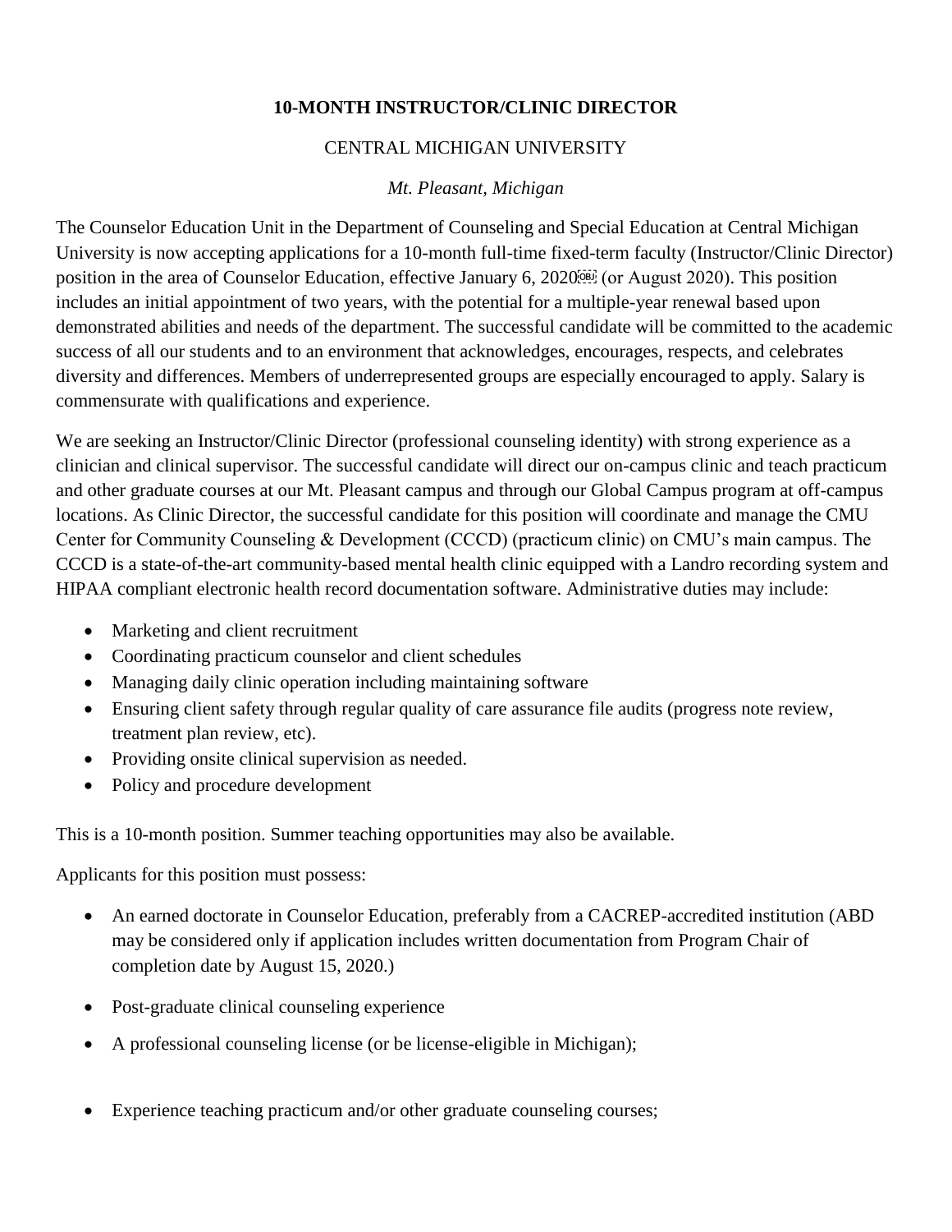**10-MONTH INSTRUCTOR/CLINIC DIRECTOR**

CENTRAL MICHIGAN UNIVERSITY

*Mt. Pleasant, Michigan*

The Counselor Education Unit in the Department of Counseling and Special Education at Central Michigan University is now accepting applications for a 10-month full-time fixed-term faculty (Instructor/Clinic Director) position in the area of Counselor Education, effective January 6, 2020 (or August 2020). This position includes an initial appointment of two years, with the potential for a multiple-year renewal based upon demonstrated abilities and needs of the department. The successful candidate will be committed to the academic success of all our students and to an environment that acknowledges, encourages, respects, and celebrates diversity and differences. Members of underrepresented groups are especially encouraged to apply. Salary is commensurate with qualifications and experience.

We are seeking an Instructor/Clinic Director (professional counseling identity) with strong experience as a clinician and clinical supervisor. The successful candidate will direct our on-campus clinic and teach practicum and other graduate courses at our Mt. Pleasant campus and through our Global Campus program at off-campus locations. As Clinic Director, the successful candidate for this position will coordinate and manage the CMU Center for Community Counseling & Development (CCCD) (practicum clinic) on CMU's main campus. The CCCD is a state-of-the-art community-based mental health clinic equipped with a Landro recording system and HIPAA compliant electronic health record documentation software. Administrative duties may include:

- Marketing and client recruitment
- Coordinating practicum counselor and client schedules
- Managing daily clinic operation including maintaining software
- Ensuring client safety through regular quality of care assurance file audits (progress note review, treatment plan review, etc).
- Providing onsite clinical supervision as needed.
- Policy and procedure development

This is a 10-month position. Summer teaching opportunities may also be available.

Applicants for this position must possess:

- An earned doctorate in Counselor Education, preferably from a CACREP-accredited institution (ABD may be considered only if application includes written documentation from Program Chair of completion date by August 15, 2020.)
- Post-graduate clinical counseling experience
- A professional counseling license (or be license-eligible in Michigan);
- Experience teaching practicum and/or other graduate counseling courses;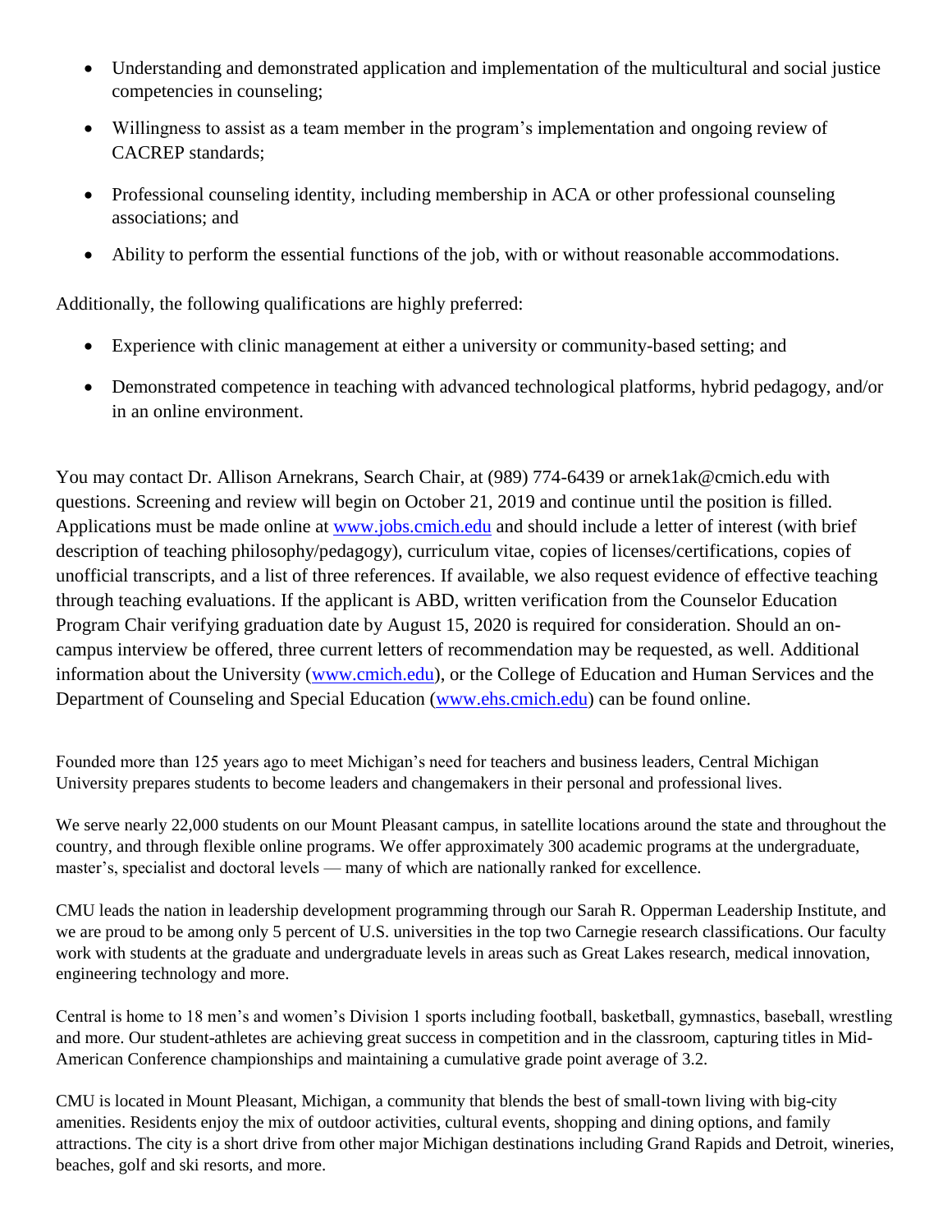- Understanding and demonstrated application and implementation of the multicultural and social justice competencies in counseling;
- Willingness to assist as a team member in the program's implementation and ongoing review of CACREP standards;
- Professional counseling identity, including membership in ACA or other professional counseling associations; and
- Ability to perform the essential functions of the job, with or without reasonable accommodations.

Additionally, the following qualifications are highly preferred:

- Experience with clinic management at either a university or community-based setting; and
- Demonstrated competence in teaching with advanced technological platforms, hybrid pedagogy, and/or in an online environment.

You may contact Dr. Allison Arnekrans, Search Chair, at (989) 774-6439 or arnek1ak@cmich.edu with questions. Screening and review will begin on October 21, 2019 and continue until the position is filled. Applications must be made online at [www.jobs.cmich.edu](www.jobs.cmich.edu) and should include a letter of interest (with brief description of teaching philosophy/pedagogy), curriculum vitae, copies of licenses/certifications, copies of unofficial transcripts, and a list of three references. If available, we also request evidence of effective teaching through teaching evaluations. If the applicant is ABD, written verification from the Counselor Education Program Chair verifying graduation date by August 15, 2020 is required for consideration. Should an on-campus interview be offered, three current letters of recommendation may be requested, as well. Additional information about the University ([www.cmich.edu](www.cmich.edu)), or the College of Education and Human Services and the Department of Counseling and Special Education ([www.ehs.cmich.edu](www.ehs.cmich.edu)) can be found online.

Founded more than 125 years ago to meet Michigan's need for teachers and business leaders, Central Michigan University prepares students to become leaders and changemakers in their personal and professional lives.

We serve nearly 22,000 students on our Mount Pleasant campus, in satellite locations around the state and throughout the country, and through flexible online programs. We offer approximately 300 academic programs at the undergraduate, master's, specialist and doctoral levels — many of which are nationally ranked for excellence.

CMU leads the nation in leadership development programming through our Sarah R. Opperman Leadership Institute, and we are proud to be among only 5 percent of U.S. universities in the top two Carnegie research classifications. Our faculty work with students at the graduate and undergraduate levels in areas such as Great Lakes research, medical innovation, engineering technology and more.

Central is home to 18 men's and women's Division 1 sports including football, basketball, gymnastics, baseball, wrestling and more. Our student-athletes are achieving great success in competition and in the classroom, capturing titles in Mid-American Conference championships and maintaining a cumulative grade point average of 3.2.

CMU is located in Mount Pleasant, Michigan, a community that blends the best of small-town living with big-city amenities. Residents enjoy the mix of outdoor activities, cultural events, shopping and dining options, and family attractions. The city is a short drive from other major Michigan destinations including Grand Rapids and Detroit, wineries, beaches, golf and ski resorts, and more.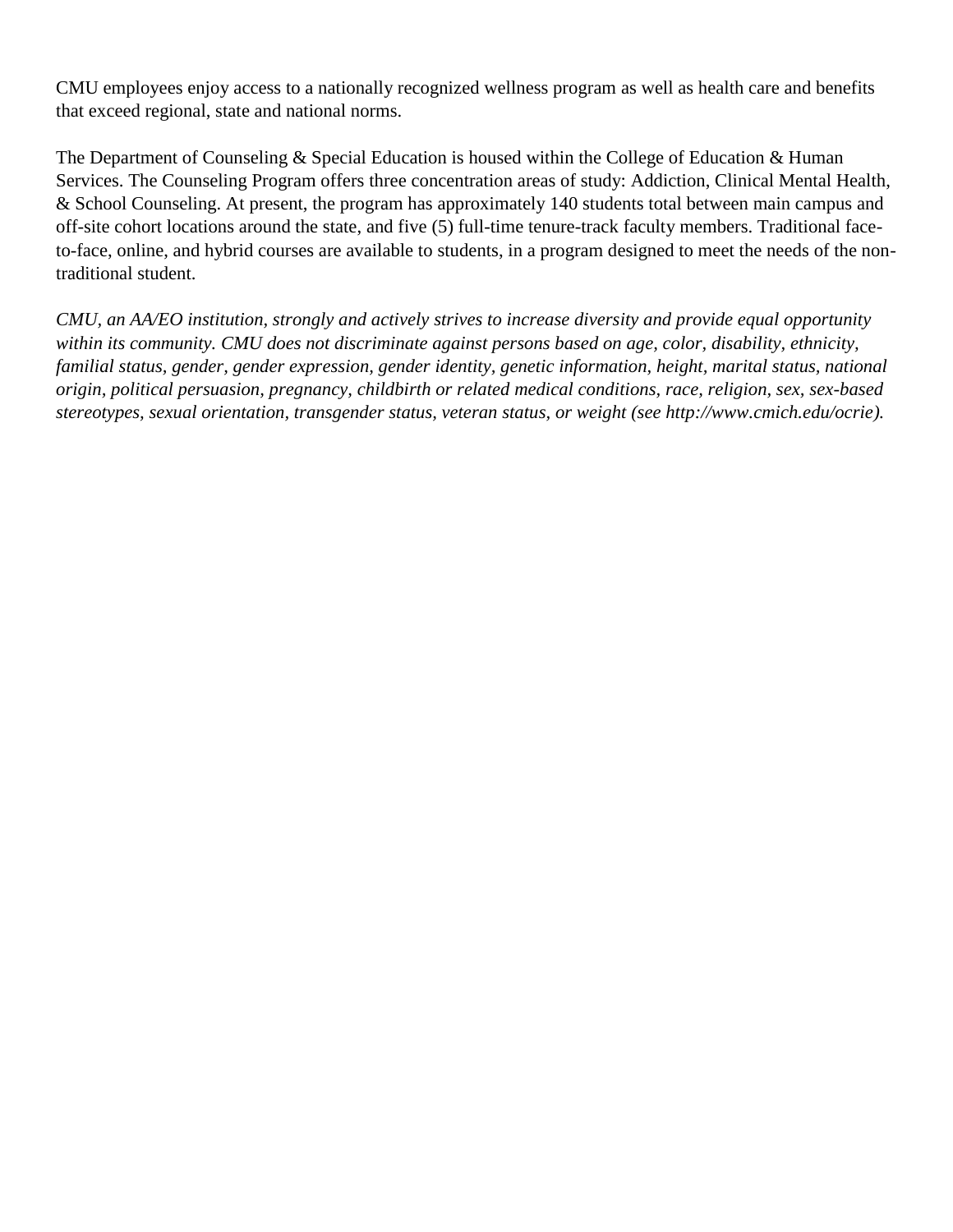CMU employees enjoy access to a nationally recognized wellness program as well as health care and benefits that exceed regional, state and national norms.

The Department of Counseling & Special Education is housed within the College of Education & Human Services. The Counseling Program offers three concentration areas of study: Addiction, Clinical Mental Health, & School Counseling. At present, the program has approximately 140 students total between main campus and off-site cohort locations around the state, and five (5) full-time tenure-track faculty members. Traditional face-to-face, online, and hybrid courses are available to students, in a program designed to meet the needs of the non-traditional student.

*CMU, an AA/EO institution, strongly and actively strives to increase diversity and provide equal opportunity within its community. CMU does not discriminate against persons based on age, color, disability, ethnicity, familial status, gender, gender expression, gender identity, genetic information, height, marital status, national origin, political persuasion, pregnancy, childbirth or related medical conditions, race, religion, sex, sex-based stereotypes, sexual orientation, transgender status, veteran status, or weight (see http://www.cmich.edu/ocrie).*